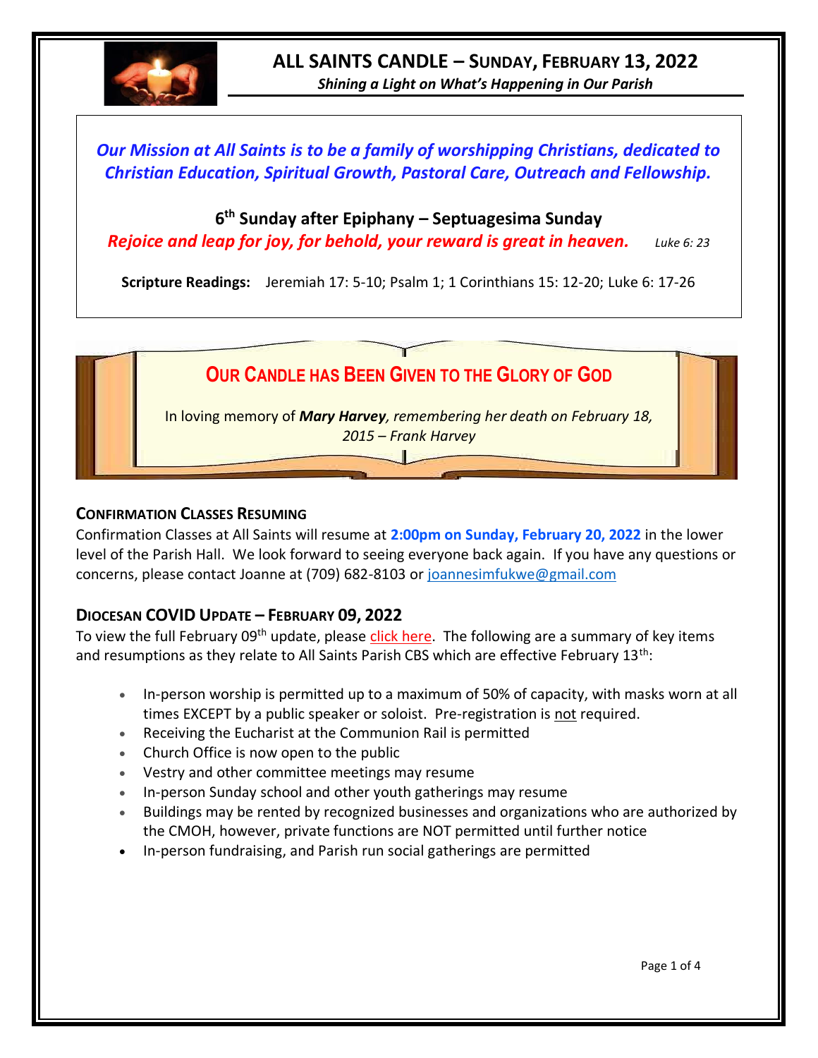# ALL SAINTS CANDLE – SUNDAY, FEBRUARY 13, 2022

*Shining a Light on What's Happening in Our Parish*

***Our Mission at All Saints is to be a family of worshipping Christians, dedicated to Christian Education, Spiritual Growth, Pastoral Care, Outreach and Fellowship.***

**6th Sunday after Epiphany – Septuagesima Sunday**

***Rejoice and leap for joy, for behold, your reward is great in heaven.*** *Luke 6: 23*

**Scripture Readings:** Jeremiah 17: 5-10; Psalm 1; 1 Corinthians 15: 12-20; Luke 6: 17-26

## OUR CANDLE HAS BEEN GIVEN TO THE GLORY OF GOD

In loving memory of ***Mary Harvey****, remembering her death on February 18, 2015 – Frank Harvey*

## CONFIRMATION CLASSES RESUMING

Confirmation Classes at All Saints will resume at **2:00pm on Sunday, February 20, 2022** in the lower level of the Parish Hall. We look forward to seeing everyone back again. If you have any questions or concerns, please contact Joanne at (709) 682-8103 or joannesimfukwe@gmail.com

## DIOCESAN COVID UPDATE – FEBRUARY 09, 2022

To view the full February 09th update, please click here. The following are a summary of key items and resumptions as they relate to All Saints Parish CBS which are effective February 13th:

- In-person worship is permitted up to a maximum of 50% of capacity, with masks worn at all times EXCEPT by a public speaker or soloist. Pre-registration is not required.
- Receiving the Eucharist at the Communion Rail is permitted
- Church Office is now open to the public
- Vestry and other committee meetings may resume
- In-person Sunday school and other youth gatherings may resume
- Buildings may be rented by recognized businesses and organizations who are authorized by the CMOH, however, private functions are NOT permitted until further notice
- In-person fundraising, and Parish run social gatherings are permitted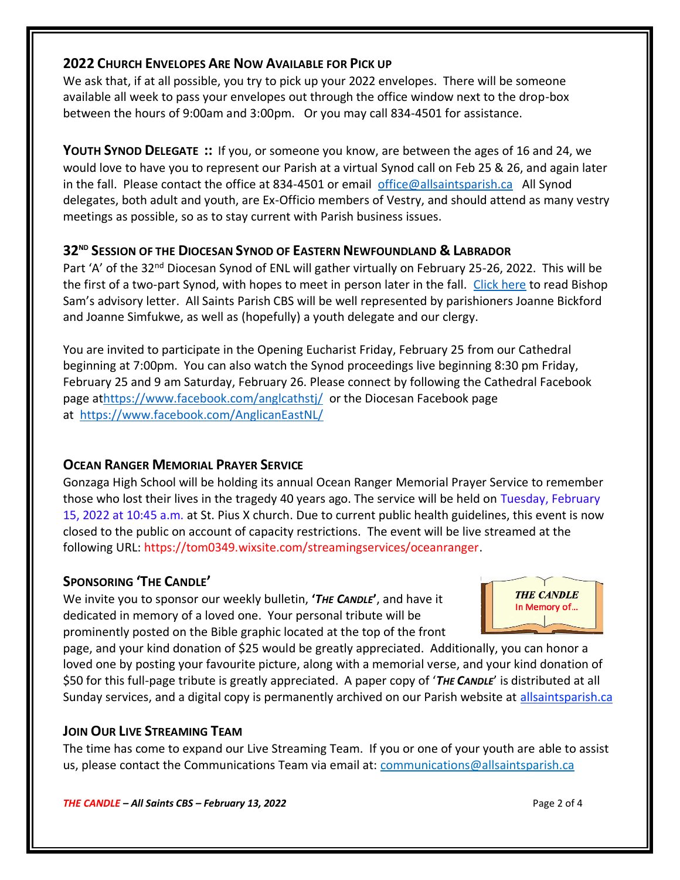## 2022 Church Envelopes Are Now Available for Pick up

We ask that, if at all possible, you try to pick up your 2022 envelopes. There will be someone available all week to pass your envelopes out through the office window next to the drop-box between the hours of 9:00am and 3:00pm. Or you may call 834-4501 for assistance.

**Youth Synod Delegate ::** If you, or someone you know, are between the ages of 16 and 24, we would love to have you to represent our Parish at a virtual Synod call on Feb 25 & 26, and again later in the fall. Please contact the office at 834-4501 or email office@allsaintsparish.ca All Synod delegates, both adult and youth, are Ex-Officio members of Vestry, and should attend as many vestry meetings as possible, so as to stay current with Parish business issues.

## 32nd Session of the Diocesan Synod of Eastern Newfoundland & Labrador

Part 'A' of the 32nd Diocesan Synod of ENL will gather virtually on February 25-26, 2022. This will be the first of a two-part Synod, with hopes to meet in person later in the fall. Click here to read Bishop Sam's advisory letter. All Saints Parish CBS will be well represented by parishioners Joanne Bickford and Joanne Simfukwe, as well as (hopefully) a youth delegate and our clergy.

You are invited to participate in the Opening Eucharist Friday, February 25 from our Cathedral beginning at 7:00pm. You can also watch the Synod proceedings live beginning 8:30 pm Friday, February 25 and 9 am Saturday, February 26. Please connect by following the Cathedral Facebook page athttps://www.facebook.com/anglcathstj/ or the Diocesan Facebook page at https://www.facebook.com/AnglicanEastNL/

## Ocean Ranger Memorial Prayer Service

Gonzaga High School will be holding its annual Ocean Ranger Memorial Prayer Service to remember those who lost their lives in the tragedy 40 years ago. The service will be held on Tuesday, February 15, 2022 at 10:45 a.m. at St. Pius X church. Due to current public health guidelines, this event is now closed to the public on account of capacity restrictions. The event will be live streamed at the following URL: https://tom0349.wixsite.com/streamingservices/oceanranger.

## Sponsoring 'The Candle'

THE CANDLE
In Memory of…

We invite you to sponsor our weekly bulletin, **'*The Candle*'**, and have it dedicated in memory of a loved one. Your personal tribute will be prominently posted on the Bible graphic located at the top of the front page, and your kind donation of $25 would be greatly appreciated. Additionally, you can honor a loved one by posting your favourite picture, along with a memorial verse, and your kind donation of $50 for this full-page tribute is greatly appreciated. A paper copy of '***The Candle***' is distributed at all Sunday services, and a digital copy is permanently archived on our Parish website at allsaintsparish.ca

## Join Our Live Streaming Team

The time has come to expand our Live Streaming Team. If you or one of your youth are able to assist us, please contact the Communications Team via email at: communications@allsaintsparish.ca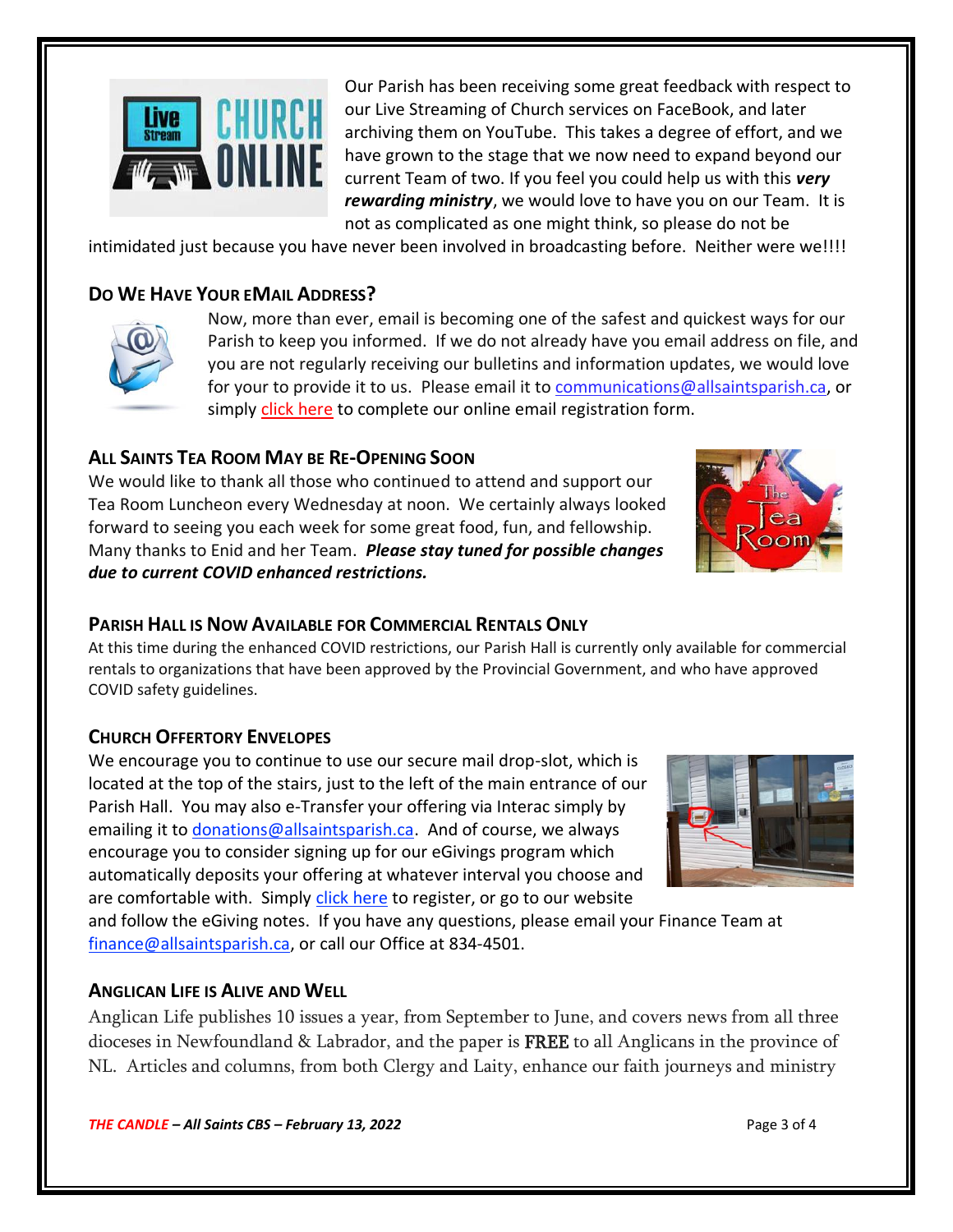Our Parish has been receiving some great feedback with respect to our Live Streaming of Church services on FaceBook, and later archiving them on YouTube. This takes a degree of effort, and we have grown to the stage that we now need to expand beyond our current Team of two. If you feel you could help us with this ***very rewarding ministry***, we would love to have you on our Team. It is not as complicated as one might think, so please do not be intimidated just because you have never been involved in broadcasting before. Neither were we!!!!

### DO WE HAVE YOUR EMAIL ADDRESS?

Now, more than ever, email is becoming one of the safest and quickest ways for our Parish to keep you informed. If we do not already have you email address on file, and you are not regularly receiving our bulletins and information updates, we would love for your to provide it to us. Please email it to communications@allsaintsparish.ca, or simply click here to complete our online email registration form.

### ALL SAINTS TEA ROOM MAY BE RE-OPENING SOON

We would like to thank all those who continued to attend and support our Tea Room Luncheon every Wednesday at noon. We certainly always looked forward to seeing you each week for some great food, fun, and fellowship. Many thanks to Enid and her Team. ***Please stay tuned for possible changes due to current COVID enhanced restrictions.***

### PARISH HALL IS NOW AVAILABLE FOR COMMERCIAL RENTALS ONLY

At this time during the enhanced COVID restrictions, our Parish Hall is currently only available for commercial rentals to organizations that have been approved by the Provincial Government, and who have approved COVID safety guidelines.

### CHURCH OFFERTORY ENVELOPES

We encourage you to continue to use our secure mail drop-slot, which is located at the top of the stairs, just to the left of the main entrance of our Parish Hall. You may also e-Transfer your offering via Interac simply by emailing it to donations@allsaintsparish.ca. And of course, we always encourage you to consider signing up for our eGivings program which automatically deposits your offering at whatever interval you choose and are comfortable with. Simply click here to register, or go to our website and follow the eGiving notes. If you have any questions, please email your Finance Team at finance@allsaintsparish.ca, or call our Office at 834-4501.

### ANGLICAN LIFE IS ALIVE AND WELL

Anglican Life publishes 10 issues a year, from September to June, and covers news from all three dioceses in Newfoundland & Labrador, and the paper is FREE to all Anglicans in the province of NL. Articles and columns, from both Clergy and Laity, enhance our faith journeys and ministry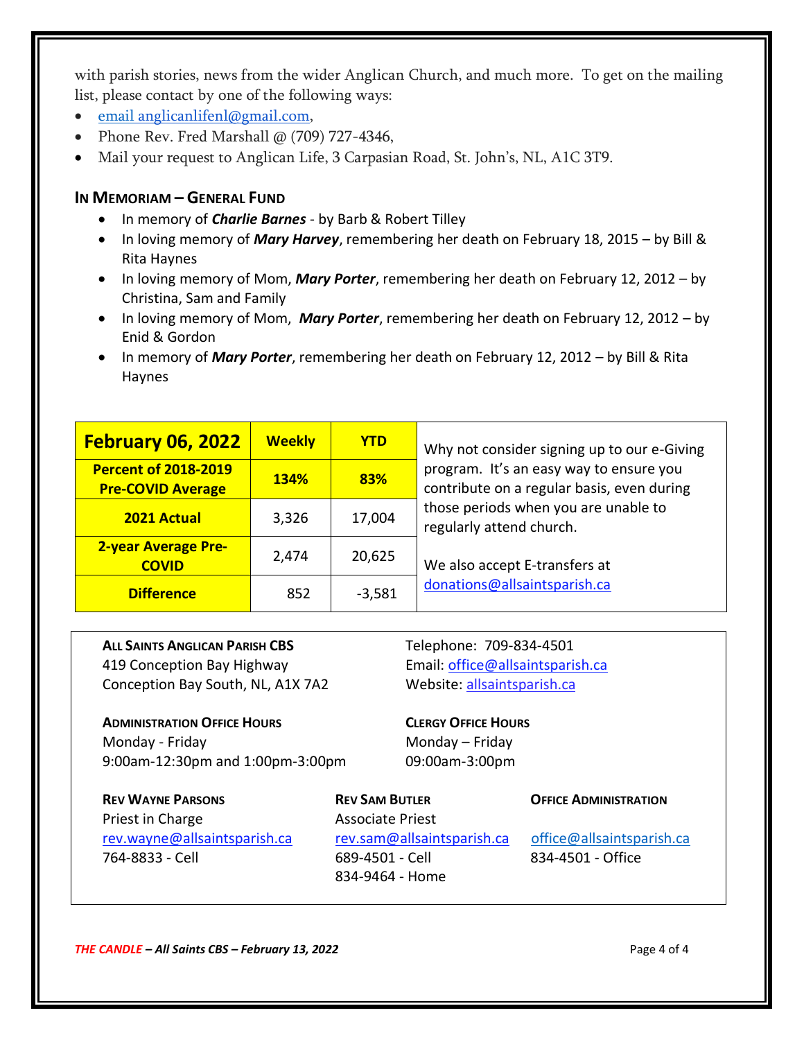with parish stories, news from the wider Anglican Church, and much more. To get on the mailing list, please contact by one of the following ways:

- email anglicanlifenl@gmail.com,
- Phone Rev. Fred Marshall @ (709) 727-4346,
- Mail your request to Anglican Life, 3 Carpasian Road, St. John's, NL, A1C 3T9.

## IN MEMORIAM – GENERAL FUND

- In memory of ***Charlie Barnes*** - by Barb & Robert Tilley
- In loving memory of ***Mary Harvey***, remembering her death on February 18, 2015 – by Bill & Rita Haynes
- In loving memory of Mom, ***Mary Porter***, remembering her death on February 12, 2012 – by Christina, Sam and Family
- In loving memory of Mom, ***Mary Porter***, remembering her death on February 12, 2012 – by Enid & Gordon
- In memory of ***Mary Porter***, remembering her death on February 12, 2012 – by Bill & Rita Haynes

| February 06, 2022 | Weekly | YTD |
|---|---|---|
| Percent of 2018-2019 Pre-COVID Average | 134% | 83% |
| 2021 Actual | 3,326 | 17,004 |
| 2-year Average Pre-COVID | 2,474 | 20,625 |
| Difference | 852 | -3,581 |

Why not consider signing up to our e-Giving program. It's an easy way to ensure you contribute on a regular basis, even during those periods when you are unable to regularly attend church.

We also accept E-transfers at donations@allsaintsparish.ca

**ALL SAINTS ANGLICAN PARISH CBS**
419 Conception Bay Highway
Conception Bay South, NL, A1X 7A2

Telephone: 709-834-4501
Email: office@allsaintsparish.ca
Website: allsaintsparish.ca

**ADMINISTRATION OFFICE HOURS**
Monday - Friday
9:00am-12:30pm and 1:00pm-3:00pm

**CLERGY OFFICE HOURS**
Monday – Friday
09:00am-3:00pm

**REV WAYNE PARSONS**
Priest in Charge
rev.wayne@allsaintsparish.ca
764-8833 - Cell

**REV SAM BUTLER**
Associate Priest
rev.sam@allsaintsparish.ca
689-4501 - Cell
834-9464 - Home

**OFFICE ADMINISTRATION**
office@allsaintsparish.ca
834-4501 - Office